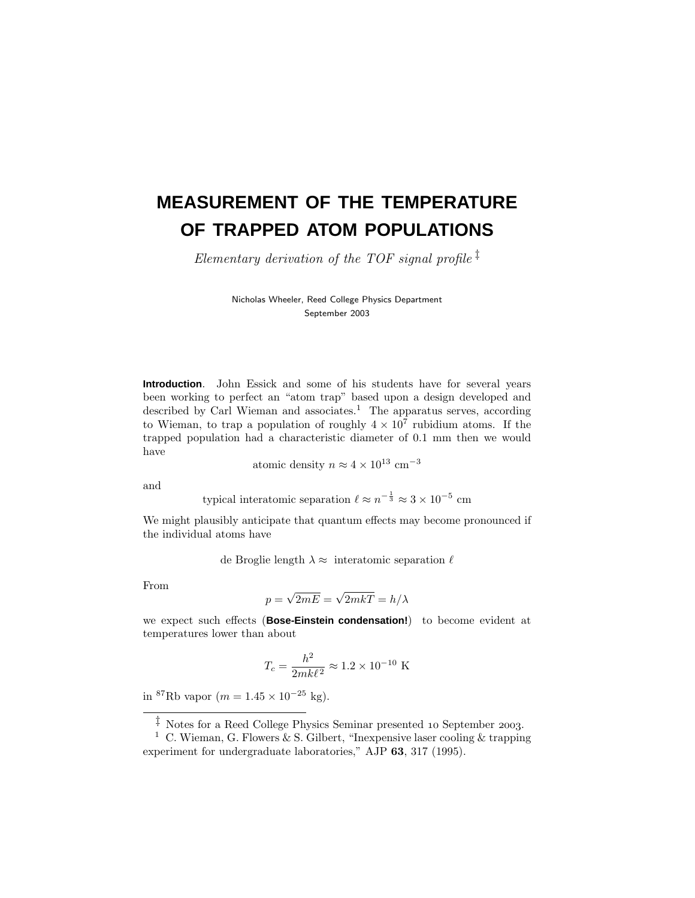# MEASUREMENT OF THE TEMPERATURE OF TRAPPED ATOM POPULATIONS

*Elementary derivation of the TOF signal profile* [‡]

Nicholas Wheeler, Reed College Physics Department
September 2003

**Introduction**. John Essick and some of his students have for several years been working to perfect an "atom trap" based upon a design developed and described by Carl Wieman and associates.[1] The apparatus serves, according to Wieman, to trap a population of roughly $4 \times 10^7$ rubidium atoms. If the trapped population had a characteristic diameter of 0.1 mm then we would have

$$\text{atomic density } n \approx 4 \times 10^{13} \text{ cm}^{-3}$$

and

$$\text{typical interatomic separation } \ell \approx n^{-\frac{1}{3}} \approx 3 \times 10^{-5} \text{ cm}$$

We might plausibly anticipate that quantum effects may become pronounced if the individual atoms have

$$\text{de Broglie length } \lambda \approx \text{ interatomic separation } \ell$$

From

$$p = \sqrt{2mE} = \sqrt{2mkT} = h/\lambda$$

we expect such effects (**Bose-Einstein condensation!**) to become evident at temperatures lower than about

$$T_c = \frac{h^2}{2mk\ell^2} \approx 1.2 \times 10^{-10} \text{ K}$$

in $^{87}$Rb vapor ($m = 1.45 \times 10^{-25}$ kg).

---

[‡] Notes for a Reed College Physics Seminar presented 10 September 2003.

[1] C. Wieman, G. Flowers & S. Gilbert, "Inexpensive laser cooling & trapping experiment for undergraduate laboratories," AJP **63**, 317 (1995).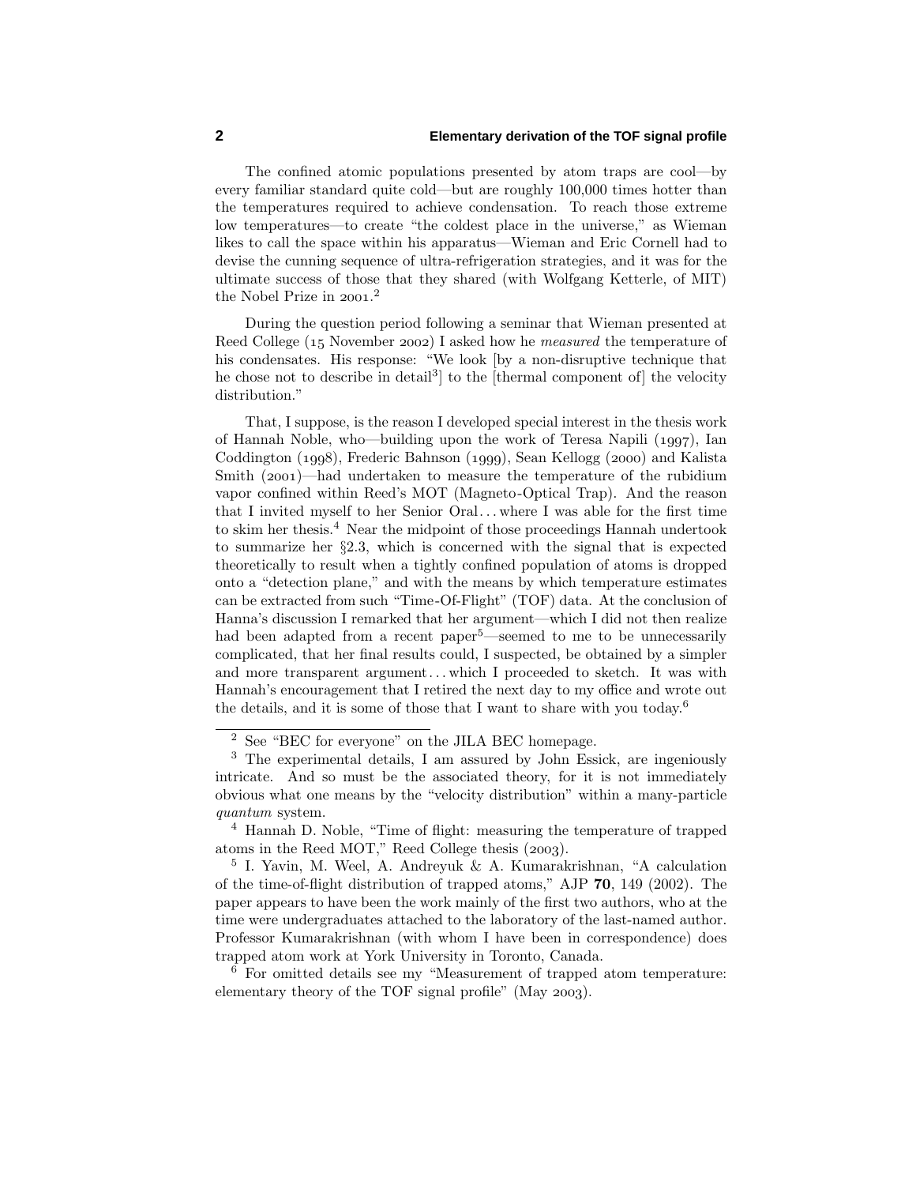The confined atomic populations presented by atom traps are cool—by every familiar standard quite cold—but are roughly 100,000 times hotter than the temperatures required to achieve condensation. To reach those extreme low temperatures—to create "the coldest place in the universe," as Wieman likes to call the space within his apparatus—Wieman and Eric Cornell had to devise the cunning sequence of ultra-refrigeration strategies, and it was for the ultimate success of those that they shared (with Wolfgang Ketterle, of MIT) the Nobel Prize in 2001.[2]

During the question period following a seminar that Wieman presented at Reed College (15 November 2002) I asked how he *measured* the temperature of his condensates. His response: "We look [by a non-disruptive technique that he chose not to describe in detail[3]] to the [thermal component of] the velocity distribution."

That, I suppose, is the reason I developed special interest in the thesis work of Hannah Noble, who—building upon the work of Teresa Napili (1997), Ian Coddington (1998), Frederic Bahnson (1999), Sean Kellogg (2000) and Kalista Smith (2001)—had undertaken to measure the temperature of the rubidium vapor confined within Reed's MOT (Magneto-Optical Trap). And the reason that I invited myself to her Senior Oral... where I was able for the first time to skim her thesis.[4] Near the midpoint of those proceedings Hannah undertook to summarize her §2.3, which is concerned with the signal that is expected theoretically to result when a tightly confined population of atoms is dropped onto a "detection plane," and with the means by which temperature estimates can be extracted from such "Time-Of-Flight" (TOF) data. At the conclusion of Hanna's discussion I remarked that her argument—which I did not then realize had been adapted from a recent paper[5]—seemed to me to be unnecessarily complicated, that her final results could, I suspected, be obtained by a simpler and more transparent argument... which I proceeded to sketch. It was with Hannah's encouragement that I retired the next day to my office and wrote out the details, and it is some of those that I want to share with you today.[6]

---

[2] See "BEC for everyone" on the JILA BEC homepage.

[3] The experimental details, I am assured by John Essick, are ingeniously intricate. And so must be the associated theory, for it is not immediately obvious what one means by the "velocity distribution" within a many-particle *quantum* system.

[4] Hannah D. Noble, "Time of flight: measuring the temperature of trapped atoms in the Reed MOT," Reed College thesis (2003).

[5] I. Yavin, M. Weel, A. Andreyuk & A. Kumarakrishnan, "A calculation of the time-of-flight distribution of trapped atoms," AJP **70**, 149 (2002). The paper appears to have been the work mainly of the first two authors, who at the time were undergraduates attached to the laboratory of the last-named author. Professor Kumarakrishnan (with whom I have been in correspondence) does trapped atom work at York University in Toronto, Canada.

[6] For omitted details see my "Measurement of trapped atom temperature: elementary theory of the TOF signal profile" (May 2003).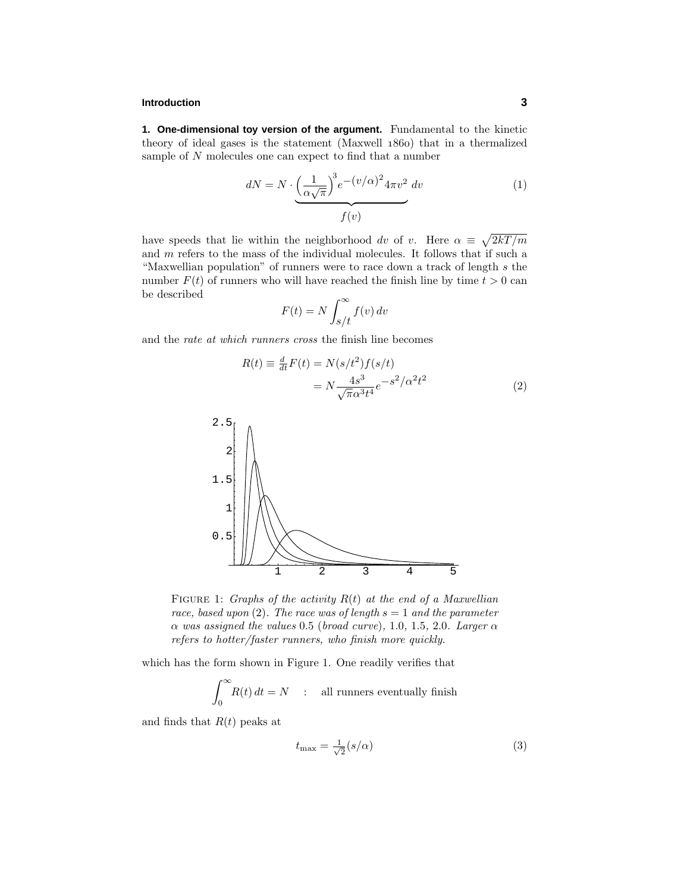**1. One-dimensional toy version of the argument.** Fundamental to the kinetic theory of ideal gases is the statement (Maxwell 1860) that in a thermalized sample of $N$ molecules one can expect to find that a number

$$dN = N \cdot \underbrace{\Big(\frac{1}{\alpha\sqrt{\pi}}\Big)^3 e^{-(v/\alpha)^2} 4\pi v^2}_{f(v)}\, dv \tag{1}$$

have speeds that lie within the neighborhood $dv$ of $v$. Here $\alpha \equiv \sqrt{2kT/m}$ and $m$ refers to the mass of the individual molecules. It follows that if such a "Maxwellian population" of runners were to race down a track of length $s$ the number $F(t)$ of runners who will have reached the finish line by time $t > 0$ can be described

$$F(t) = N \int_{s/t}^{\infty} f(v)\, dv$$

and the *rate at which runners cross* the finish line becomes

$$\begin{aligned} R(t) \equiv \tfrac{d}{dt} F(t) &= N(s/t^2) f(s/t) \\ &= N \frac{4s^3}{\sqrt{\pi}\alpha^3 t^4} e^{-s^2/\alpha^2 t^2} \end{aligned} \tag{2}$$

2.5
2
1.5
1
0.5
1 2 3 4 5

FIGURE 1: *Graphs of the activity $R(t)$ at the end of a Maxwellian race, based upon* (2). *The race was of length $s = 1$ and the parameter $\alpha$ was assigned the values* 0.5 (*broad curve*), 1.0, 1.5, 2.0. *Larger $\alpha$ refers to hotter/faster runners, who finish more quickly.*

which has the form shown in Figure 1. One readily verifies that

$$\int_0^\infty R(t)\, dt = N \quad : \quad \text{all runners eventually finish}$$

and finds that $R(t)$ peaks at

$$t_{\max} = \tfrac{1}{\sqrt{2}}(s/\alpha) \tag{3}$$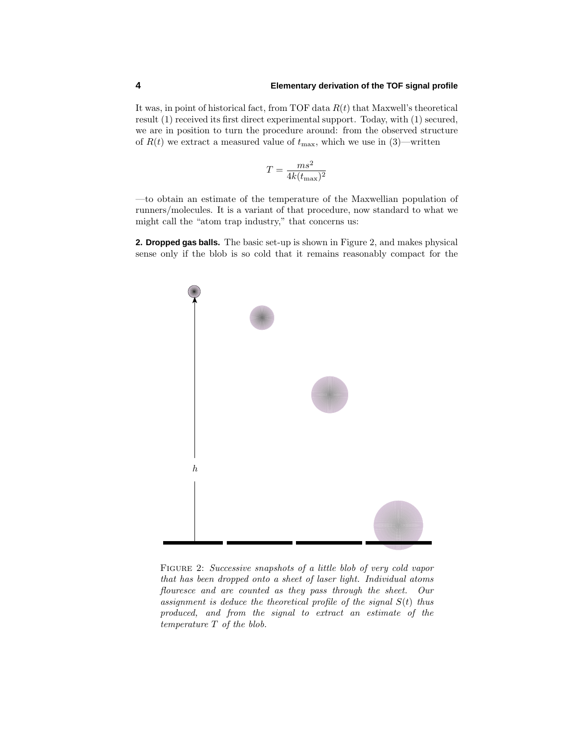It was, in point of historical fact, from TOF data $R(t)$ that Maxwell's theoretical result (1) received its first direct experimental support. Today, with (1) secured, we are in position to turn the procedure around: from the observed structure of $R(t)$ we extract a measured value of $t_{\max}$, which we use in (3)—written

$$T = \frac{ms^2}{4k(t_{\max})^2}$$

—to obtain an estimate of the temperature of the Maxwellian population of runners/molecules. It is a variant of that procedure, now standard to what we might call the "atom trap industry," that concerns us:

**2. Dropped gas balls.** The basic set-up is shown in Figure 2, and makes physical sense only if the blob is so cold that it remains reasonably compact for the

$h$

FIGURE 2: *Successive snapshots of a little blob of very cold vapor that has been dropped onto a sheet of laser light. Individual atoms flouresce and are counted as they pass through the sheet. Our assignment is deduce the theoretical profile of the signal $S(t)$ thus produced, and from the signal to extract an estimate of the temperature $T$ of the blob.*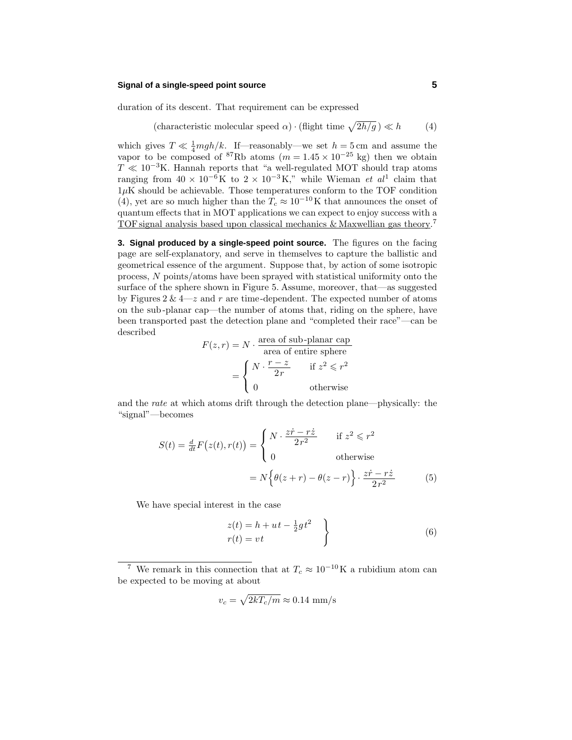duration of its descent. That requirement can be expressed

$$(\text{characteristic molecular speed } \alpha) \cdot (\text{flight time } \sqrt{2h/g}\,) \ll h \tag{4}$$

which gives $T \ll \frac{1}{4}mgh/k$. If—reasonably—we set $h = 5\,\text{cm}$ and assume the vapor to be composed of $^{87}\text{Rb}$ atoms ($m = 1.45 \times 10^{-25}$ kg) then we obtain $T \ll 10^{-3}\text{K}$. Hannah reports that "a well-regulated MOT should trap atoms ranging from $40 \times 10^{-6}\,\text{K}$ to $2 \times 10^{-3}\,\text{K}$," while Wieman *et al*[1] claim that $1\mu\text{K}$ should be achievable. Those temperatures conform to the TOF condition (4), yet are so much higher than the $T_c \approx 10^{-10}\,\text{K}$ that announces the onset of quantum effects that in MOT applications we can expect to enjoy success with a <u>TOF signal analysis based upon classical mechanics & Maxwellian gas theory</u>.[7]

**3. Signal produced by a single-speed point source.** The figures on the facing page are self-explanatory, and serve in themselves to capture the ballistic and geometrical essence of the argument. Suppose that, by action of some isotropic process, $N$ points/atoms have been sprayed with statistical uniformity onto the surface of the sphere shown in Figure 5. Assume, moreover, that—as suggested by Figures 2 & 4—$z$ and $r$ are time-dependent. The expected number of atoms on the sub-planar cap—the number of atoms that, riding on the sphere, have been transported past the detection plane and "completed their race"—can be described

$$\begin{aligned} F(z, r) &= N \cdot \frac{\text{area of sub-planar cap}}{\text{area of entire sphere}} \\ &= \begin{cases} N \cdot \dfrac{r - z}{2r} & \text{if } z^2 \leqslant r^2 \\ 0 & \text{otherwise} \end{cases} \end{aligned}$$

and the *rate* at which atoms drift through the detection plane—physically: the "signal"—becomes

$$\begin{aligned} S(t) = \tfrac{d}{dt}F\big(z(t), r(t)\big) &= \begin{cases} N \cdot \dfrac{z\dot r - r\dot z}{2r^2} & \text{if } z^2 \leqslant r^2 \\ 0 & \text{otherwise} \end{cases} \\ &= N\Big\{\theta(z + r) - \theta(z - r)\Big\} \cdot \frac{z\dot r - r\dot z}{2r^2} \end{aligned} \tag{5}$$

We have special interest in the case

$$\left.\begin{aligned} z(t) &= h + ut - \tfrac{1}{2}gt^2 \\ r(t) &= vt \end{aligned}\right\} \tag{6}$$

---

[7] We remark in this connection that at $T_c \approx 10^{-10}\,\text{K}$ a rubidium atom can be expected to be moving at about

$$v_c = \sqrt{2kT_c/m} \approx 0.14 \text{ mm/s}$$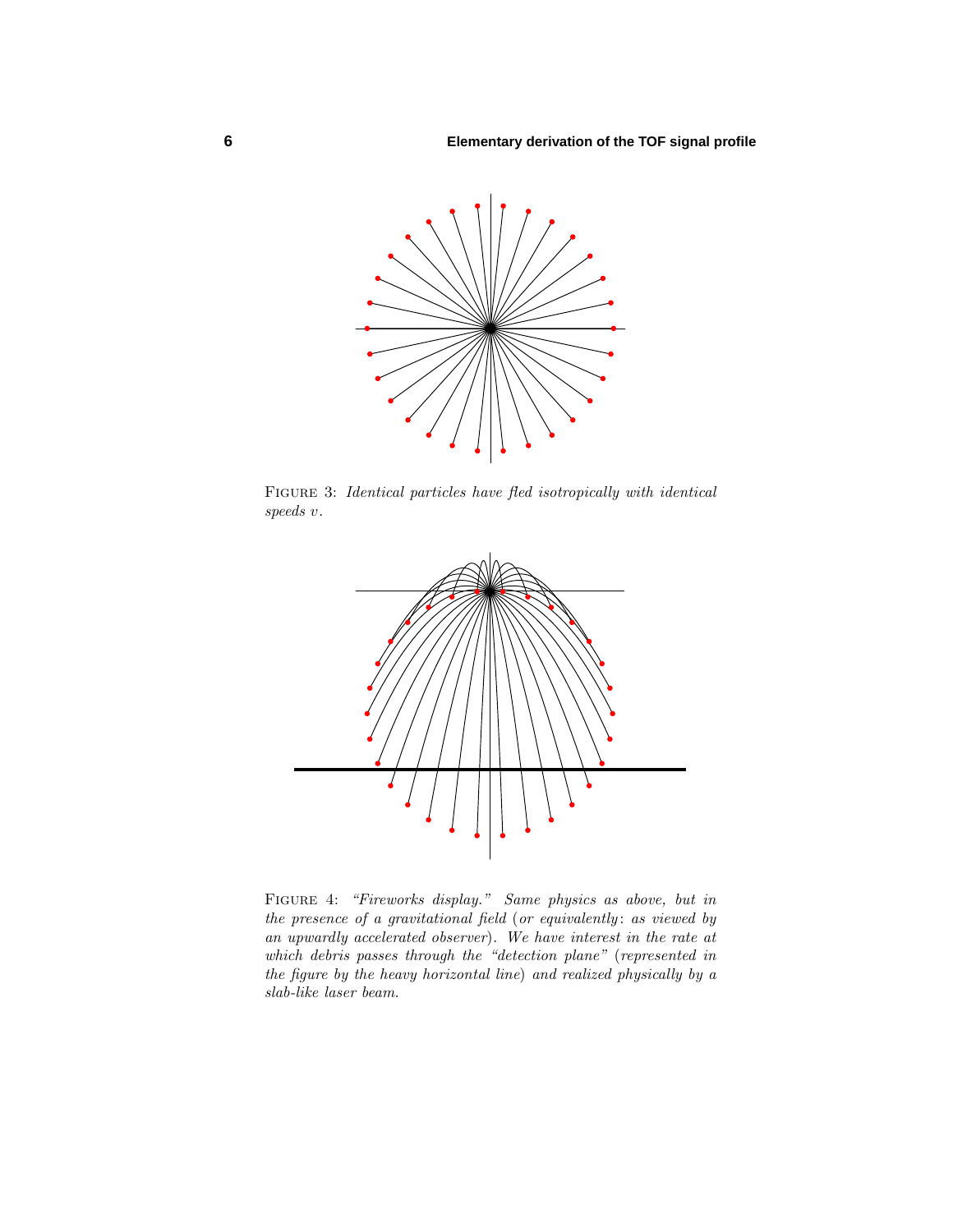FIGURE 3: *Identical particles have fled isotropically with identical speeds $v$.*

FIGURE 4: *"Fireworks display." Same physics as above, but in the presence of a gravitational field (or equivalently: as viewed by an upwardly accelerated observer). We have interest in the rate at which debris passes through the "detection plane" (represented in the figure by the heavy horizontal line) and realized physically by a slab-like laser beam.*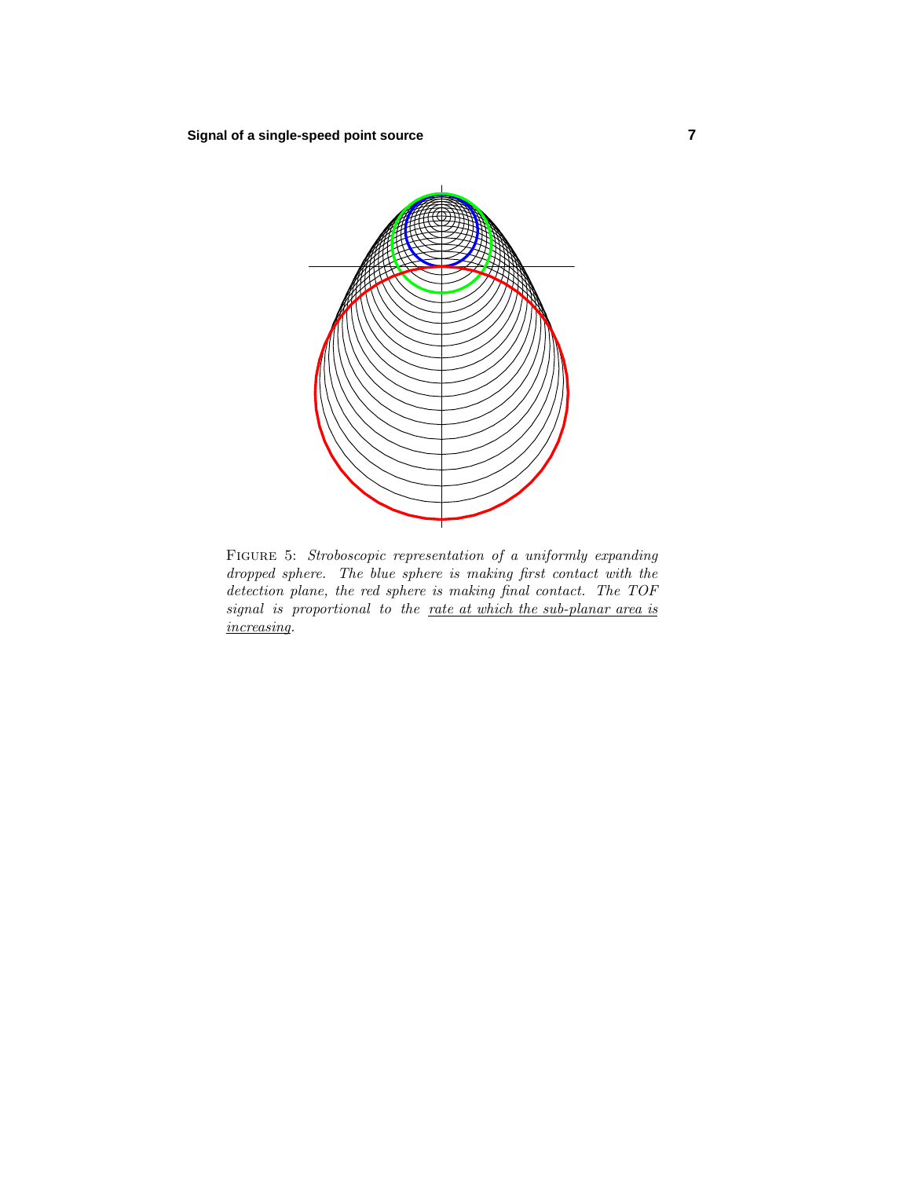FIGURE 5: *Stroboscopic representation of a uniformly expanding dropped sphere. The blue sphere is making first contact with the detection plane, the red sphere is making final contact. The TOF signal is proportional to the rate at which the sub-planar area is increasing.*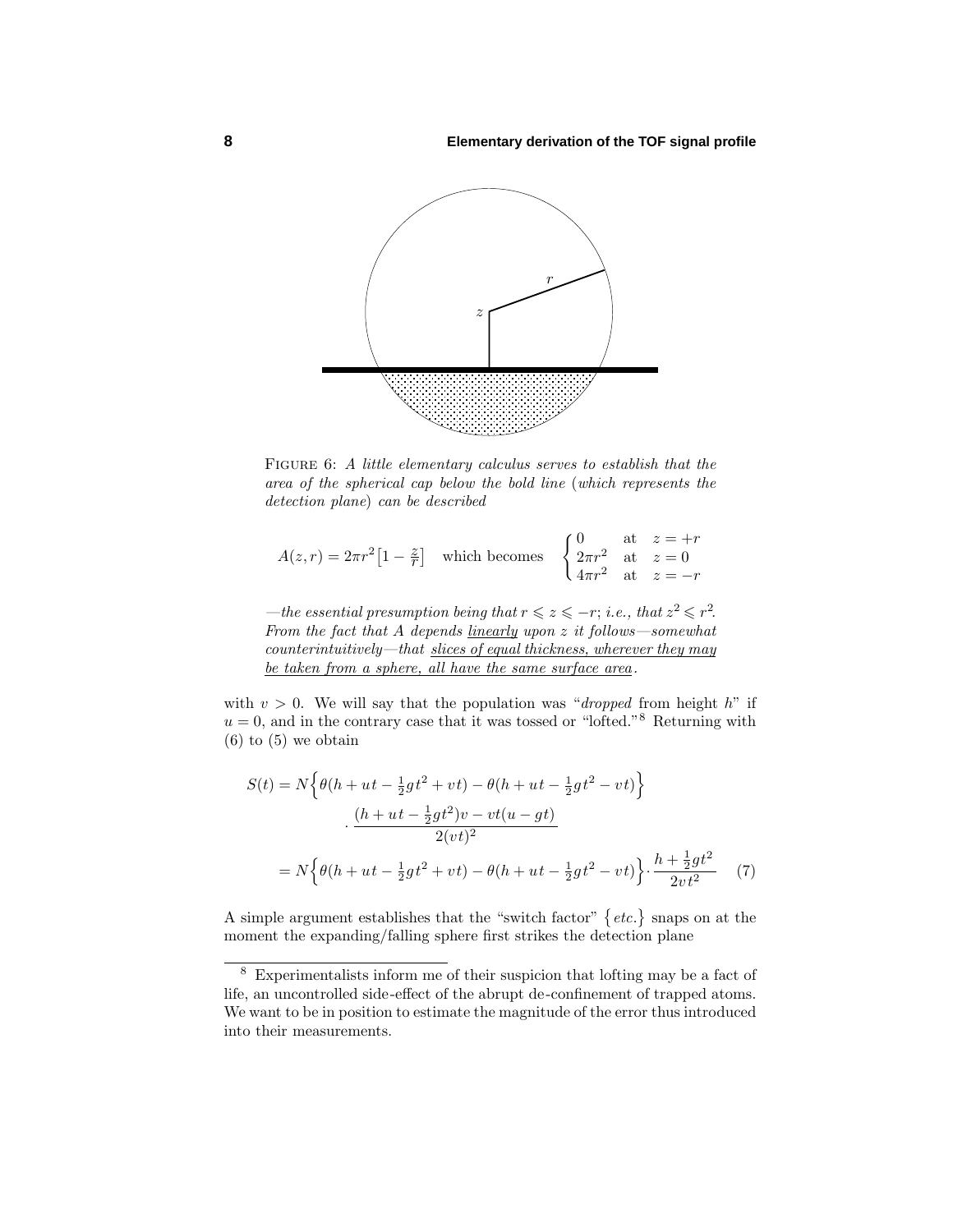FIGURE 6: *A little elementary calculus serves to establish that the area of the spherical cap below the bold line (which represents the detection plane) can be described*

$$A(z,r) = 2\pi r^2\big[1 - \tfrac{z}{r}\big] \quad \text{which becomes} \quad \begin{cases} 0 & \text{at} \quad z = +r \\ 2\pi r^2 & \text{at} \quad z = 0 \\ 4\pi r^2 & \text{at} \quad z = -r \end{cases}$$

*—the essential presumption being that $r \leqslant z \leqslant -r$; i.e., that $z^2 \leqslant r^2$. From the fact that $A$ depends linearly upon $z$ it follows—somewhat counterintuitively—that slices of equal thickness, wherever they may be taken from a sphere, all have the same surface area.*

with $v > 0$. We will say that the population was "*dropped* from height $h$" if $u = 0$, and in the contrary case that it was tossed or "lofted."[8] Returning with (6) to (5) we obtain

$$\begin{aligned} S(t) &= N\Big\{\theta(h + ut - \tfrac{1}{2}gt^2 + vt) - \theta(h + ut - \tfrac{1}{2}gt^2 - vt)\Big\} \\ &\qquad \cdot \frac{(h + ut - \frac{1}{2}gt^2)v - vt(u - gt)}{2(vt)^2} \\ &= N\Big\{\theta(h + ut - \tfrac{1}{2}gt^2 + vt) - \theta(h + ut - \tfrac{1}{2}gt^2 - vt)\Big\} \cdot \frac{h + \frac{1}{2}gt^2}{2vt^2} \qquad (7) \end{aligned}$$

A simple argument establishes that the "switch factor" $\{etc.\}$ snaps on at the moment the expanding/falling sphere first strikes the detection plane

[8] Experimentalists inform me of their suspicion that lofting may be a fact of life, an uncontrolled side-effect of the abrupt de-confinement of trapped atoms. We want to be in position to estimate the magnitude of the error thus introduced into their measurements.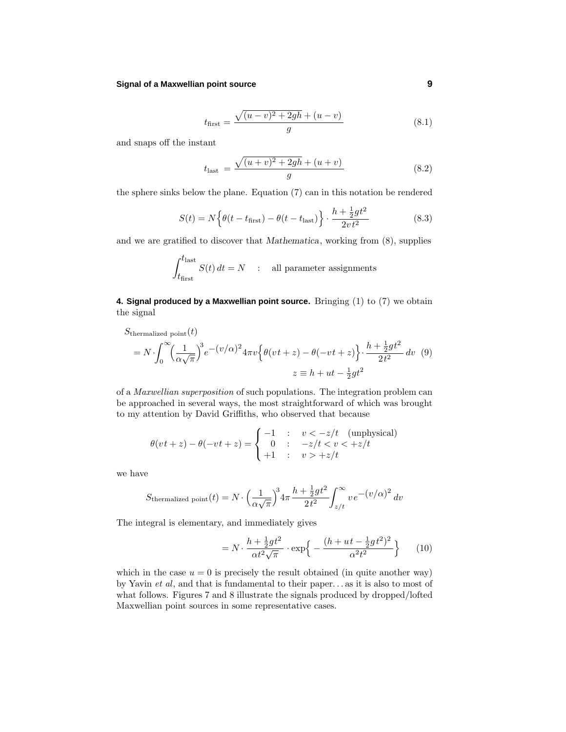$$t_{\text{first}} = \frac{\sqrt{(u-v)^2 + 2gh} + (u-v)}{g} \tag{8.1}$$

and snaps off the instant

$$t_{\text{last}} = \frac{\sqrt{(u+v)^2 + 2gh} + (u+v)}{g} \tag{8.2}$$

the sphere sinks below the plane. Equation (7) can in this notation be rendered

$$S(t) = N\Big\{\theta(t - t_{\text{first}}) - \theta(t - t_{\text{last}})\Big\} \cdot \frac{h + \frac{1}{2}gt^2}{2vt^2} \tag{8.3}$$

and we are gratified to discover that *Mathematica*, working from (8), supplies

$$\int_{t_{\text{first}}}^{t_{\text{last}}} S(t)\, dt = N \quad : \quad \text{all parameter assignments}$$

**4. Signal produced by a Maxwellian point source.** Bringing (1) to (7) we obtain the signal

$$\begin{aligned} &S_{\text{thermalized point}}(t) \\ &= N \cdot \int_0^\infty \Big(\frac{1}{\alpha\sqrt{\pi}}\Big)^3 e^{-(v/\alpha)^2} 4\pi v \Big\{\theta(vt+z) - \theta(-vt+z)\Big\} \cdot \frac{h + \frac{1}{2}gt^2}{2t^2}\, dv \\ &\qquad z \equiv h + ut - \tfrac{1}{2}gt^2 \end{aligned} \tag{9}$$

of a *Maxwellian superposition* of such populations. The integration problem can be approached in several ways, the most straightforward of which was brought to my attention by David Griffiths, who observed that because

$$\theta(vt+z) - \theta(-vt+z) = \begin{cases} -1 & : \quad v < -z/t \quad \text{(unphysical)} \\ \phantom{-}0 & : \quad -z/t < v < +z/t \\ +1 & : \quad v > +z/t \end{cases}$$

we have

$$S_{\text{thermalized point}}(t) = N \cdot \Big(\frac{1}{\alpha\sqrt{\pi}}\Big)^3 4\pi \frac{h + \frac{1}{2}gt^2}{2t^2} \int_{z/t}^\infty v\, e^{-(v/\alpha)^2}\, dv$$

The integral is elementary, and immediately gives

$$= N \cdot \frac{h + \frac{1}{2}gt^2}{\alpha t^2 \sqrt{\pi}} \cdot \exp\Big\{ -\frac{(h + ut - \frac{1}{2}gt^2)^2}{\alpha^2 t^2} \Big\} \tag{10}$$

which in the case $u = 0$ is precisely the result obtained (in quite another way) by Yavin *et al*, and that is fundamental to their paper... as it is also to most of what follows. Figures 7 and 8 illustrate the signals produced by dropped/lofted Maxwellian point sources in some representative cases.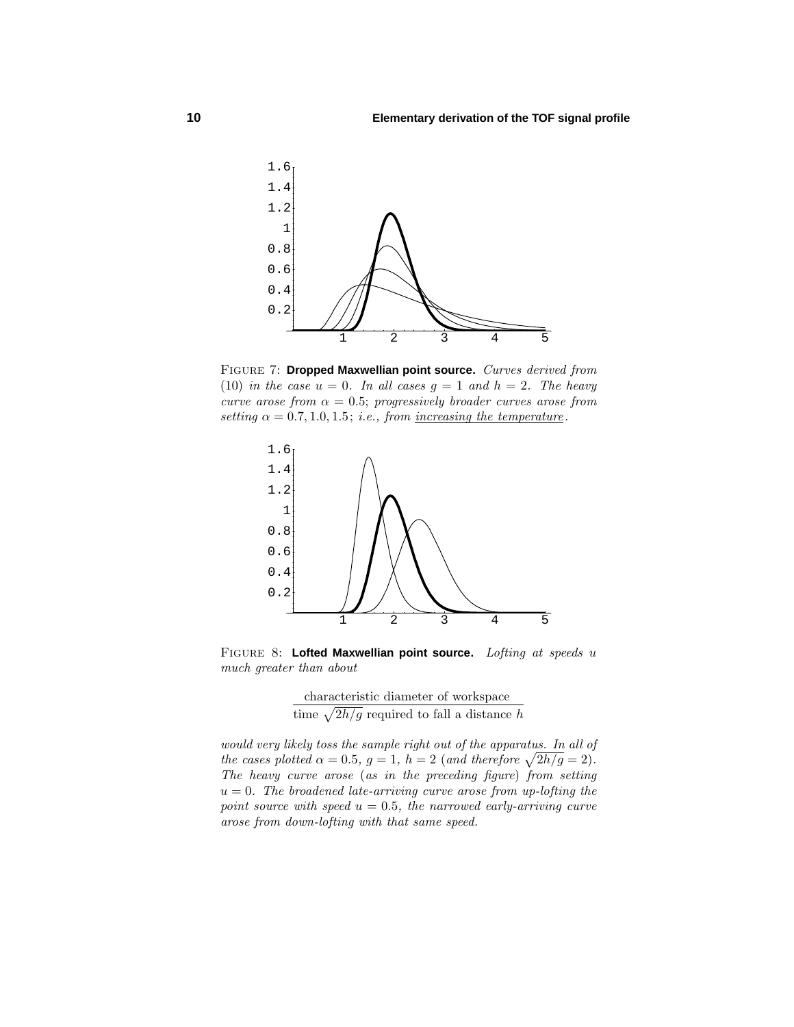1.6
1.4
1.2
1
0.8
0.6
0.4
0.2
1 2 3 4 5

FIGURE 7: **Dropped Maxwellian point source.** *Curves derived from* (10) *in the case* $u = 0$*. In all cases* $g = 1$ *and* $h = 2$*. The heavy curve arose from* $\alpha = 0.5$*; progressively broader curves arose from setting* $\alpha = 0.7, 1.0, 1.5$*; i.e., from* <u>*increasing the temperature*</u>*.*

1.6
1.4
1.2
1
0.8
0.6
0.4
0.2
1 2 3 4 5

FIGURE 8: **Lofted Maxwellian point source.** *Lofting at speeds* $u$ *much greater than about*

$$\frac{\text{characteristic diameter of workspace}}{\text{time } \sqrt{2h/g} \text{ required to fall a distance } h}$$

*would very likely toss the sample right out of the apparatus. In all of the cases plotted* $\alpha = 0.5$*,* $g = 1$*,* $h = 2$ *(and therefore* $\sqrt{2h/g} = 2$*). The heavy curve arose (as in the preceding figure) from setting* $u = 0$*. The broadened late-arriving curve arose from up-lofting the point source with speed* $u = 0.5$*, the narrowed early-arriving curve arose from down-lofting with that same speed.*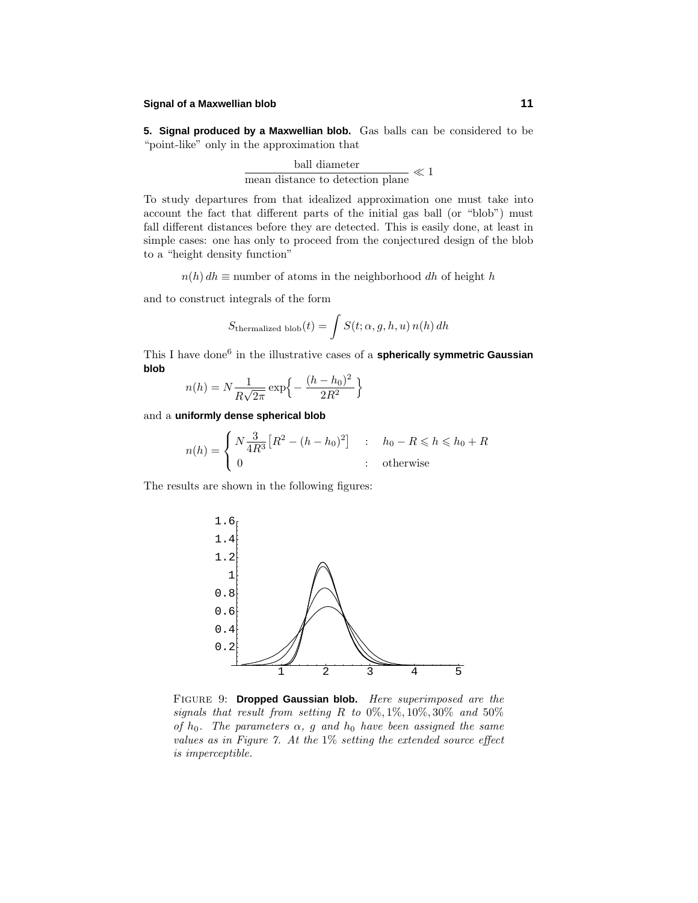**5. Signal produced by a Maxwellian blob.** Gas balls can be considered to be "point-like" only in the approximation that

$$\frac{\text{ball diameter}}{\text{mean distance to detection plane}} \ll 1$$

To study departures from that idealized approximation one must take into account the fact that different parts of the initial gas ball (or "blob") must fall different distances before they are detected. This is easily done, at least in simple cases: one has only to proceed from the conjectured design of the blob to a "height density function"

$$n(h)\,dh \equiv \text{number of atoms in the neighborhood } dh \text{ of height } h$$

and to construct integrals of the form

$$S_{\text{thermalized blob}}(t) = \int S(t;\alpha,g,h,u)\,n(h)\,dh$$

This I have done[6] in the illustrative cases of a **spherically symmetric Gaussian blob**

$$n(h) = N\frac{1}{R\sqrt{2\pi}}\exp\Big\{-\frac{(h-h_0)^2}{2R^2}\Big\}$$

and a **uniformly dense spherical blob**

$$n(h) = \begin{cases} N\dfrac{3}{4R^3}\big[R^2-(h-h_0)^2\big] & : \quad h_0 - R \leqslant h \leqslant h_0 + R \\ 0 & : \quad \text{otherwise} \end{cases}$$

The results are shown in the following figures:

1.6
1.4
1.2
1
0.8
0.6
0.4
0.2
1
2
3
4
5

FIGURE 9: **Dropped Gaussian blob.** *Here superimposed are the signals that result from setting $R$ to $0\%, 1\%, 10\%, 30\%$ and $50\%$ of $h_0$. The parameters $\alpha$, $g$ and $h_0$ have been assigned the same values as in Figure 7. At the $1\%$ setting the extended source effect is imperceptible.*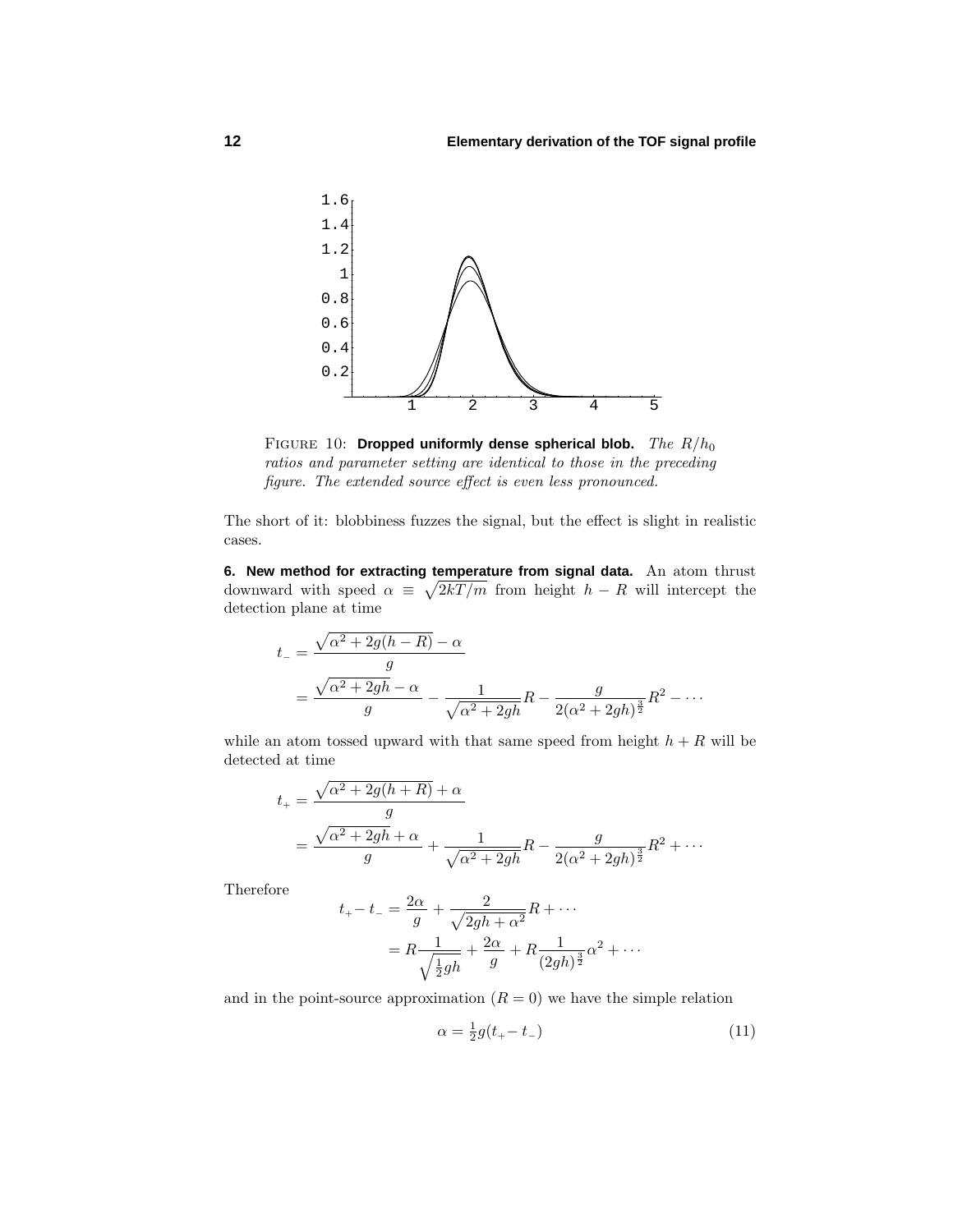1.6
1.4
1.2
1
0.8
0.6
0.4
0.2

1 2 3 4 5

FIGURE 10: **Dropped uniformly dense spherical blob.** *The $R/h_0$ ratios and parameter setting are identical to those in the preceding figure. The extended source effect is even less pronounced.*

The short of it: blobbiness fuzzes the signal, but the effect is slight in realistic cases.

**6. New method for extracting temperature from signal data.** An atom thrust downward with speed $\alpha \equiv \sqrt{2kT/m}$ from height $h - R$ will intercept the detection plane at time

$$
\begin{aligned}
t_- &= \frac{\sqrt{\alpha^2 + 2g(h-R)} - \alpha}{g} \\
&= \frac{\sqrt{\alpha^2 + 2gh} - \alpha}{g} - \frac{1}{\sqrt{\alpha^2 + 2gh}}R - \frac{g}{2(\alpha^2 + 2gh)^{\frac{3}{2}}}R^2 - \cdots
\end{aligned}
$$

while an atom tossed upward with that same speed from height $h + R$ will be detected at time

$$
\begin{aligned}
t_+ &= \frac{\sqrt{\alpha^2 + 2g(h+R)} + \alpha}{g} \\
&= \frac{\sqrt{\alpha^2 + 2gh} + \alpha}{g} + \frac{1}{\sqrt{\alpha^2 + 2gh}}R - \frac{g}{2(\alpha^2 + 2gh)^{\frac{3}{2}}}R^2 + \cdots
\end{aligned}
$$

Therefore

$$
\begin{aligned}
t_+ - t_- &= \frac{2\alpha}{g} + \frac{2}{\sqrt{2gh + \alpha^2}}R + \cdots \\
&= R\frac{1}{\sqrt{\frac{1}{2}gh}} + \frac{2\alpha}{g} + R\frac{1}{(2gh)^{\frac{3}{2}}}\alpha^2 + \cdots
\end{aligned}
$$

and in the point-source approximation ($R = 0$) we have the simple relation

$$
\alpha = \tfrac{1}{2}g(t_+ - t_-) \tag{11}
$$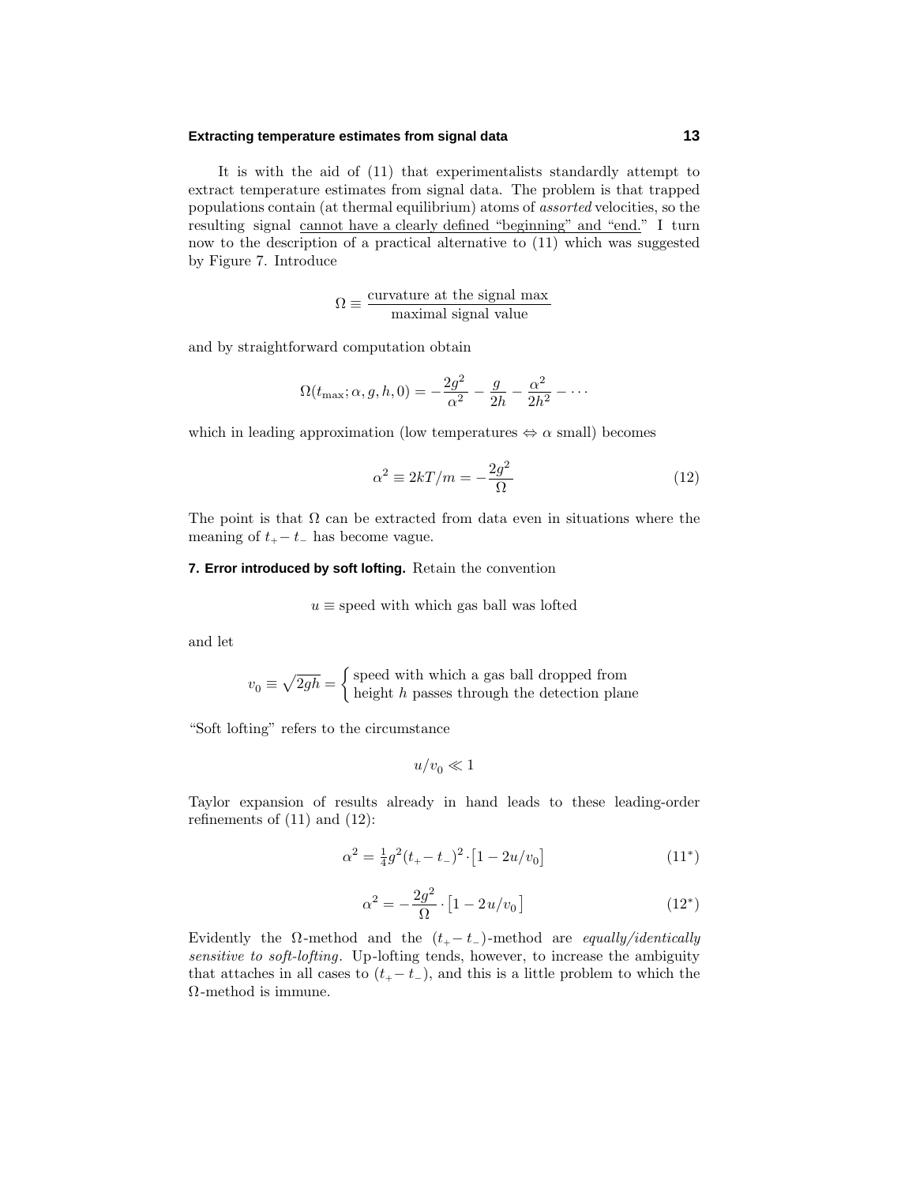It is with the aid of (11) that experimentalists standardly attempt to extract temperature estimates from signal data. The problem is that trapped populations contain (at thermal equilibrium) atoms of *assorted* velocities, so the resulting signal <u>cannot have a clearly defined "beginning" and "end."</u> I turn now to the description of a practical alternative to (11) which was suggested by Figure 7. Introduce

$$\Omega \equiv \frac{\text{curvature at the signal max}}{\text{maximal signal value}}$$

and by straightforward computation obtain

$$\Omega(t_{\max}; \alpha, g, h, 0) = -\frac{2g^2}{\alpha^2} - \frac{g}{2h} - \frac{\alpha^2}{2h^2} - \cdots$$

which in leading approximation (low temperatures $\Leftrightarrow$ $\alpha$ small) becomes

$$\alpha^2 \equiv 2kT/m = -\frac{2g^2}{\Omega} \tag{12}$$

The point is that $\Omega$ can be extracted from data even in situations where the meaning of $t_+ - t_-$ has become vague.

## 7. Error introduced by soft lofting.

Retain the convention

$$u \equiv \text{speed with which gas ball was lofted}$$

and let

$$v_0 \equiv \sqrt{2gh} = \begin{cases} \text{speed with which a gas ball dropped from} \\ \text{height } h \text{ passes through the detection plane} \end{cases}$$

"Soft lofting" refers to the circumstance

$$u/v_0 \ll 1$$

Taylor expansion of results already in hand leads to these leading-order refinements of (11) and (12):

$$\alpha^2 = \tfrac{1}{4}g^2(t_+ - t_-)^2 \cdot \big[1 - 2u/v_0\big] \tag{11*}$$

$$\alpha^2 = -\frac{2g^2}{\Omega} \cdot \big[1 - 2\,u/v_0\big] \tag{12*}$$

Evidently the $\Omega$-method and the $(t_+ - t_-)$-method are *equally/identically sensitive to soft-lofting*. Up-lofting tends, however, to increase the ambiguity that attaches in all cases to $(t_+ - t_-)$, and this is a little problem to which the $\Omega$-method is immune.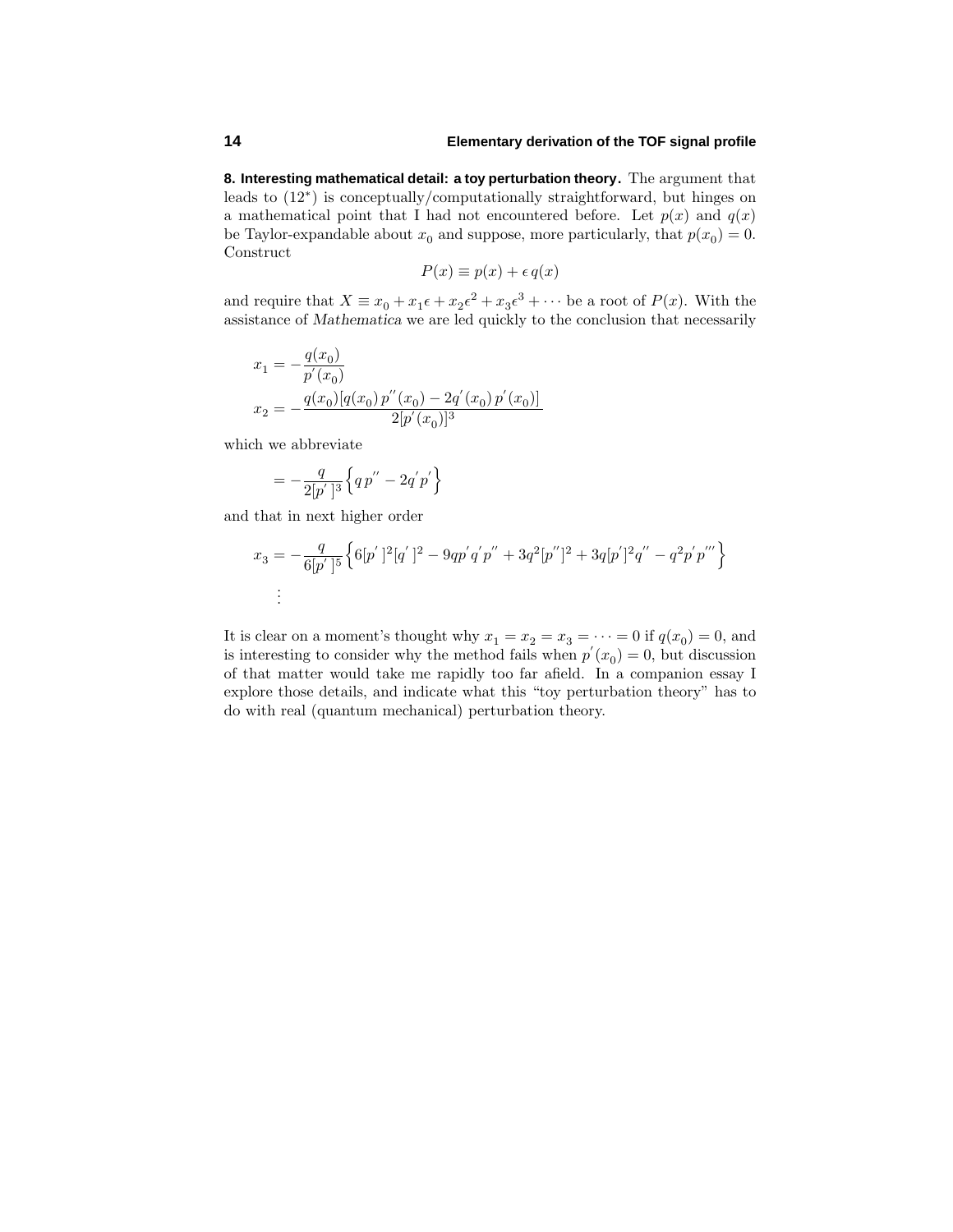**8. Interesting mathematical detail: a toy perturbation theory.** The argument that leads to ($12^*$) is conceptually/computationally straightforward, but hinges on a mathematical point that I had not encountered before. Let $p(x)$ and $q(x)$ be Taylor-expandable about $x_0$ and suppose, more particularly, that $p(x_0) = 0$. Construct

$$P(x) \equiv p(x) + \epsilon\, q(x)$$

and require that $X \equiv x_0 + x_1\epsilon + x_2\epsilon^2 + x_3\epsilon^3 + \cdots$ be a root of $P(x)$. With the assistance of *Mathematica* we are led quickly to the conclusion that necessarily

$$\begin{aligned}
x_1 &= -\frac{q(x_0)}{p'(x_0)} \\
x_2 &= -\frac{q(x_0)[q(x_0)\,p''(x_0) - 2q'(x_0)\,p'(x_0)]}{2[p'(x_0)]^3}
\end{aligned}$$

which we abbreviate

$$= -\frac{q}{2[p'\,]^3}\Big\{q\,p'' - 2q'p'\Big\}$$

and that in next higher order

$$x_3 = -\frac{q}{6[p'\,]^5}\Big\{6[p'\,]^2[q'\,]^2 - 9qp'q'p'' + 3q^2[p'']^2 + 3q[p'\,]^2q'' - q^2p'p'''\Big\}$$

$$\vdots$$

It is clear on a moment's thought why $x_1 = x_2 = x_3 = \cdots = 0$ if $q(x_0) = 0$, and is interesting to consider why the method fails when $p'(x_0) = 0$, but discussion of that matter would take me rapidly too far afield. In a companion essay I explore those details, and indicate what this "toy perturbation theory" has to do with real (quantum mechanical) perturbation theory.